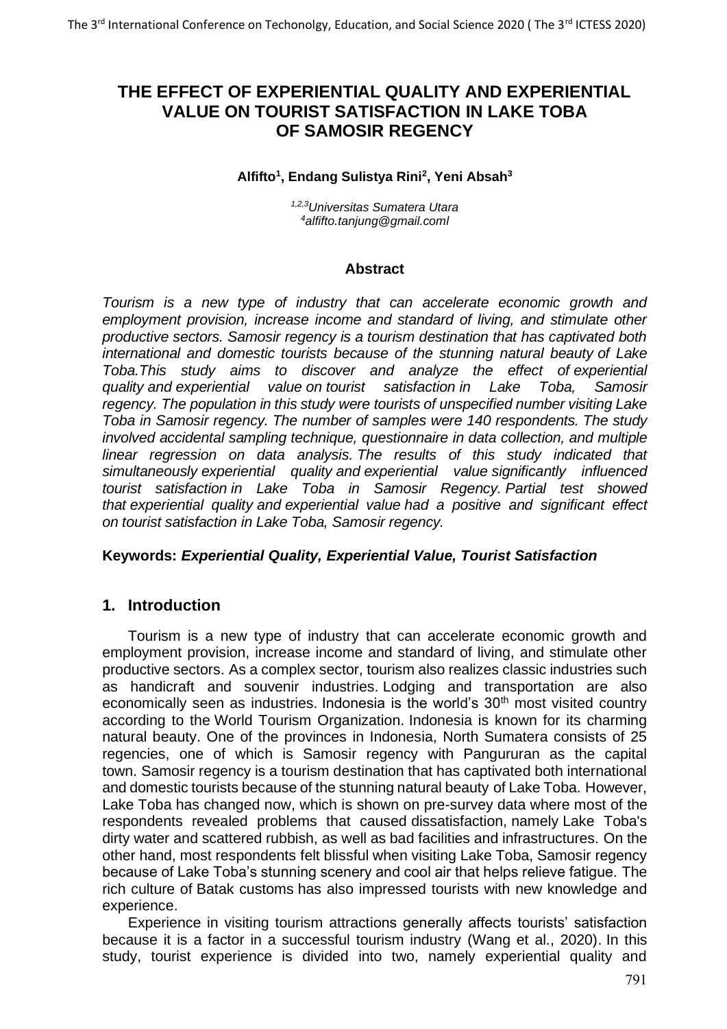# THE EFFECT OF EXPERIENTIAL QUALITY AND EXPERIENTIAL VALUE ON TOURIST SATISFACTION IN LAKE TOBA OF SAMOSIR REGENCY

**Alfifto[1], Endang Sulistya Rini[2], Yeni Absah[3]**

*[1,2,3]Universitas Sumatera Utara*
*[4]alfifto.tanjung@gmail.coml*

### Abstract

*Tourism is a new type of industry that can accelerate economic growth and employment provision, increase income and standard of living, and stimulate other productive sectors. Samosir regency is a tourism destination that has captivated both international and domestic tourists because of the stunning natural beauty of Lake Toba.This study aims to discover and analyze the effect of experiential quality and experiential value on tourist satisfaction in Lake Toba, Samosir regency. The population in this study were tourists of unspecified number visiting Lake Toba in Samosir regency. The number of samples were 140 respondents. The study involved accidental sampling technique, questionnaire in data collection, and multiple linear regression on data analysis. The results of this study indicated that simultaneously experiential quality and experiential value significantly influenced tourist satisfaction in Lake Toba in Samosir Regency. Partial test showed that experiential quality and experiential value had a positive and significant effect on tourist satisfaction in Lake Toba, Samosir regency.*

**Keywords:** ***Experiential Quality, Experiential Value, Tourist Satisfaction***

## 1. Introduction

Tourism is a new type of industry that can accelerate economic growth and employment provision, increase income and standard of living, and stimulate other productive sectors. As a complex sector, tourism also realizes classic industries such as handicraft and souvenir industries. Lodging and transportation are also economically seen as industries. Indonesia is the world's 30th most visited country according to the World Tourism Organization. Indonesia is known for its charming natural beauty. One of the provinces in Indonesia, North Sumatera consists of 25 regencies, one of which is Samosir regency with Pangururan as the capital town. Samosir regency is a tourism destination that has captivated both international and domestic tourists because of the stunning natural beauty of Lake Toba. However, Lake Toba has changed now, which is shown on pre-survey data where most of the respondents revealed problems that caused dissatisfaction, namely Lake Toba's dirty water and scattered rubbish, as well as bad facilities and infrastructures. On the other hand, most respondents felt blissful when visiting Lake Toba, Samosir regency because of Lake Toba's stunning scenery and cool air that helps relieve fatigue. The rich culture of Batak customs has also impressed tourists with new knowledge and experience.

Experience in visiting tourism attractions generally affects tourists' satisfaction because it is a factor in a successful tourism industry (Wang et al., 2020). In this study, tourist experience is divided into two, namely experiential quality and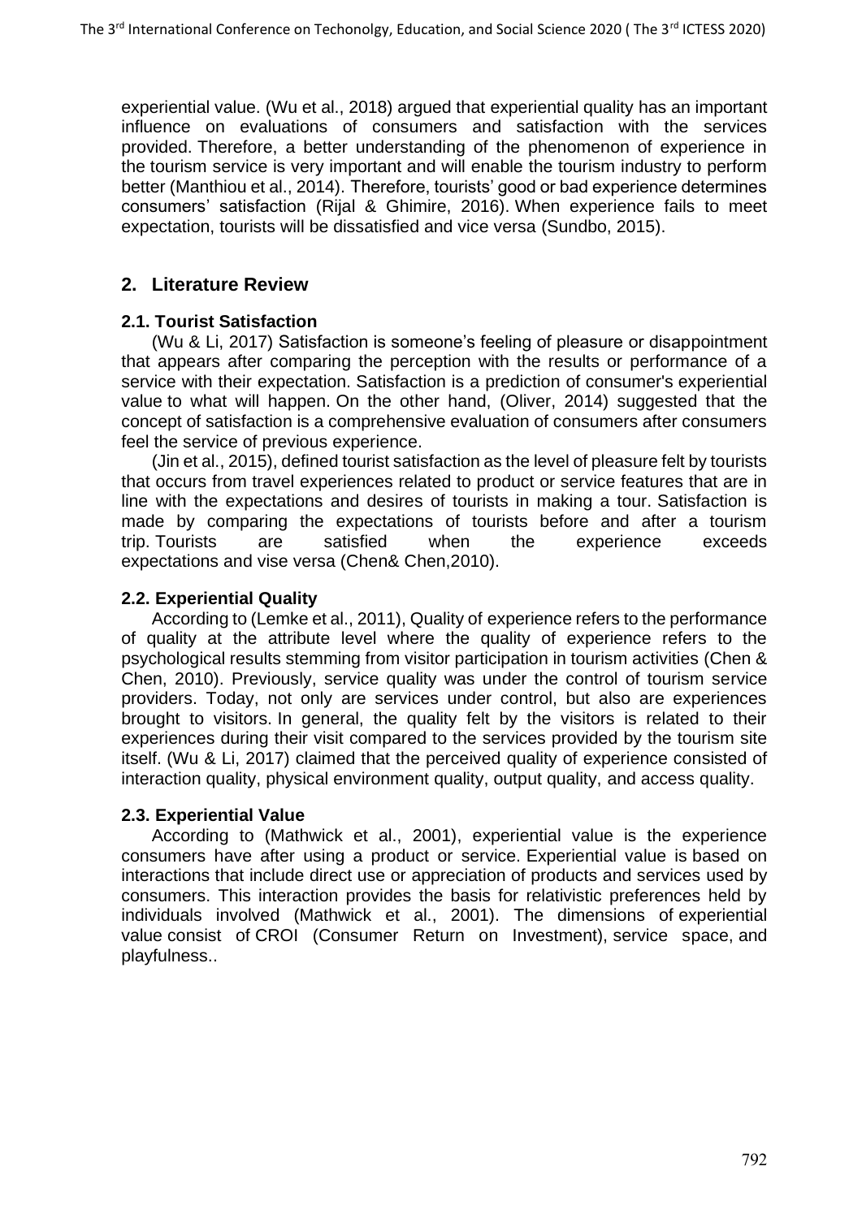experiential value. (Wu et al., 2018) argued that experiential quality has an important influence on evaluations of consumers and satisfaction with the services provided. Therefore, a better understanding of the phenomenon of experience in the tourism service is very important and will enable the tourism industry to perform better (Manthiou et al., 2014). Therefore, tourists' good or bad experience determines consumers' satisfaction (Rijal & Ghimire, 2016). When experience fails to meet expectation, tourists will be dissatisfied and vice versa (Sundbo, 2015).

## 2. Literature Review

### 2.1. Tourist Satisfaction

(Wu & Li, 2017) Satisfaction is someone's feeling of pleasure or disappointment that appears after comparing the perception with the results or performance of a service with their expectation. Satisfaction is a prediction of consumer's experiential value to what will happen. On the other hand, (Oliver, 2014) suggested that the concept of satisfaction is a comprehensive evaluation of consumers after consumers feel the service of previous experience.

(Jin et al., 2015), defined tourist satisfaction as the level of pleasure felt by tourists that occurs from travel experiences related to product or service features that are in line with the expectations and desires of tourists in making a tour. Satisfaction is made by comparing the expectations of tourists before and after a tourism trip. Tourists are satisfied when the experience exceeds expectations and vise versa (Chen& Chen,2010).

### 2.2. Experiential Quality

According to (Lemke et al., 2011), Quality of experience refers to the performance of quality at the attribute level where the quality of experience refers to the psychological results stemming from visitor participation in tourism activities (Chen & Chen, 2010). Previously, service quality was under the control of tourism service providers. Today, not only are services under control, but also are experiences brought to visitors. In general, the quality felt by the visitors is related to their experiences during their visit compared to the services provided by the tourism site itself. (Wu & Li, 2017) claimed that the perceived quality of experience consisted of interaction quality, physical environment quality, output quality, and access quality.

### 2.3. Experiential Value

According to (Mathwick et al., 2001), experiential value is the experience consumers have after using a product or service. Experiential value is based on interactions that include direct use or appreciation of products and services used by consumers. This interaction provides the basis for relativistic preferences held by individuals involved (Mathwick et al., 2001). The dimensions of experiential value consist of CROI (Consumer Return on Investment), service space, and playfulness..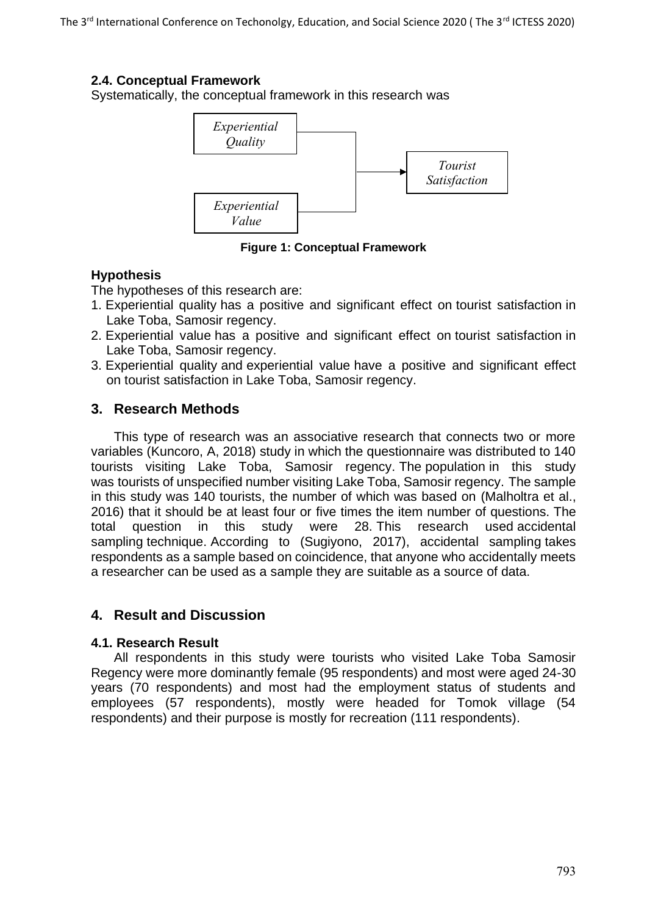### 2.4. Conceptual Framework

Systematically, the conceptual framework in this research was

*Experiential Quality*

*Experiential Value*

*Tourist Satisfaction*

**Figure 1: Conceptual Framework**

### Hypothesis

The hypotheses of this research are:

1. Experiential quality has a positive and significant effect on tourist satisfaction in Lake Toba, Samosir regency.
2. Experiential value has a positive and significant effect on tourist satisfaction in Lake Toba, Samosir regency.
3. Experiential quality and experiential value have a positive and significant effect on tourist satisfaction in Lake Toba, Samosir regency.

## 3. Research Methods

This type of research was an associative research that connects two or more variables (Kuncoro, A, 2018) study in which the questionnaire was distributed to 140 tourists visiting Lake Toba, Samosir regency. The population in this study was tourists of unspecified number visiting Lake Toba, Samosir regency. The sample in this study was 140 tourists, the number of which was based on (Malholtra et al., 2016) that it should be at least four or five times the item number of questions. The total question in this study were 28. This research used accidental sampling technique. According to (Sugiyono, 2017), accidental sampling takes respondents as a sample based on coincidence, that anyone who accidentally meets a researcher can be used as a sample they are suitable as a source of data.

## 4. Result and Discussion

### 4.1. Research Result

All respondents in this study were tourists who visited Lake Toba Samosir Regency were more dominantly female (95 respondents) and most were aged 24-30 years (70 respondents) and most had the employment status of students and employees (57 respondents), mostly were headed for Tomok village (54 respondents) and their purpose is mostly for recreation (111 respondents).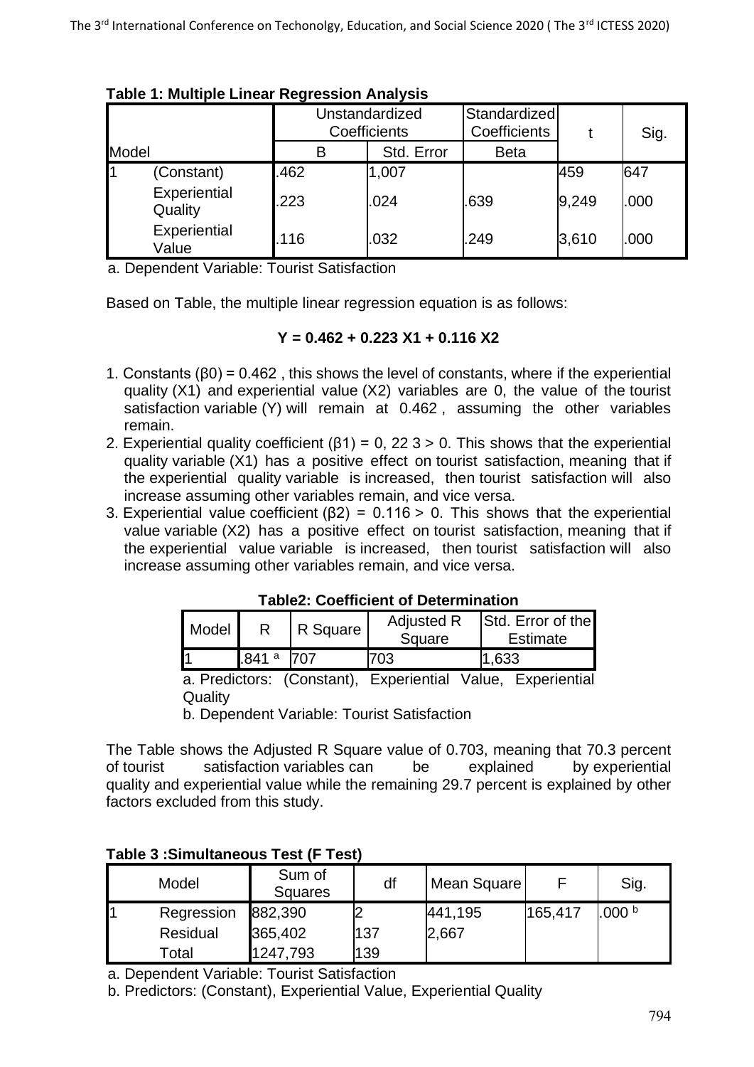**Table 1: Multiple Linear Regression Analysis**

| Model | | Unstandardized Coefficients | | Standardized Coefficients | t | Sig. |
|---|---|---|---|---|---|---|
| | | B | Std. Error | Beta | | |
| 1 | (Constant) | .462 | 1,007 | | 459 | 647 |
| | Experiential Quality | .223 | .024 | .639 | 9,249 | .000 |
| | Experiential Value | .116 | .032 | .249 | 3,610 | .000 |

a. Dependent Variable: Tourist Satisfaction

Based on Table, the multiple linear regression equation is as follows:

$$Y = 0.462 + 0.223\ X1 + 0.116\ X2$$

1. Constants ($\beta 0$) = 0.462 , this shows the level of constants, where if the experiential quality (X1) and experiential value (X2) variables are 0, the value of the tourist satisfaction variable (Y) will remain at 0.462 , assuming the other variables remain.
2. Experiential quality coefficient ($\beta 1$) = 0, 22 3 > 0. This shows that the experiential quality variable (X1) has a positive effect on tourist satisfaction, meaning that if the experiential quality variable is increased, then tourist satisfaction will also increase assuming other variables remain, and vice versa.
3. Experiential value coefficient ($\beta 2$) = 0.116 > 0. This shows that the experiential value variable (X2) has a positive effect on tourist satisfaction, meaning that if the experiential value variable is increased, then tourist satisfaction will also increase assuming other variables remain, and vice versa.

**Table2: Coefficient of Determination**

| Model | R | R Square | Adjusted R Square | Std. Error of the Estimate |
|---|---|---|---|---|
| 1 | .841 [a] | 707 | 703 | 1,633 |

a. Predictors: (Constant), Experiential Value, Experiential Quality

b. Dependent Variable: Tourist Satisfaction

The Table shows the Adjusted R Square value of 0.703, meaning that 70.3 percent of tourist satisfaction variables can be explained by experiential quality and experiential value while the remaining 29.7 percent is explained by other factors excluded from this study.

**Table 3 :Simultaneous Test (F Test)**

| Model | | Sum of Squares | df | Mean Square | F | Sig. |
|---|---|---|---|---|---|---|
| 1 | Regression | 882,390 | 2 | 441,195 | 165,417 | .000 [b] |
| | Residual | 365,402 | 137 | 2,667 | | |
| | Total | 1247,793 | 139 | | | |

a. Dependent Variable: Tourist Satisfaction

b. Predictors: (Constant), Experiential Value, Experiential Quality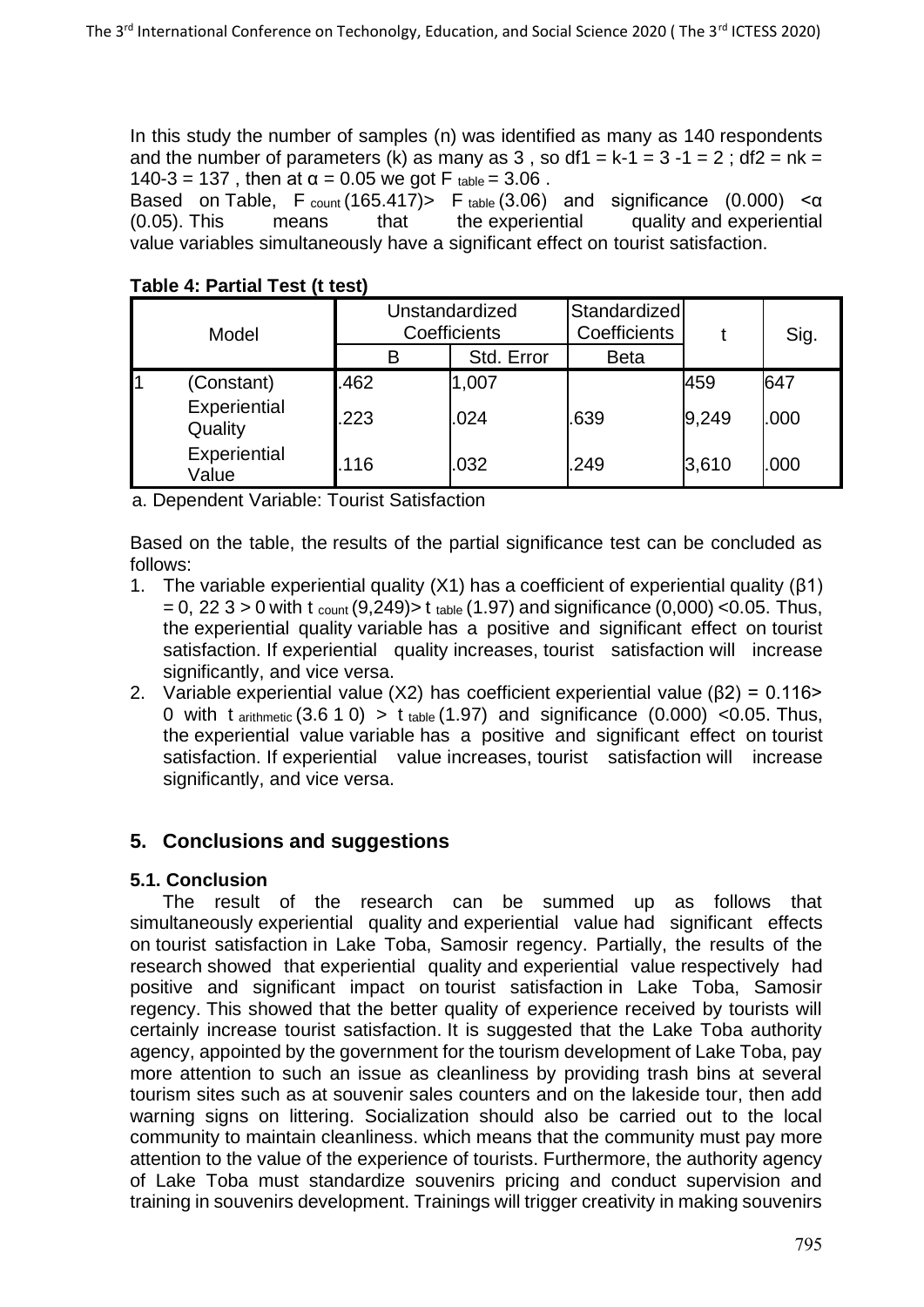In this study the number of samples (n) was identified as many as 140 respondents and the number of parameters (k) as many as 3 , so df1 = k-1 = 3 -1 = 2 ; df2 = nk = 140-3 = 137 , then at $\alpha = 0.05$ we got $F_{table} = 3.06$ .
Based on Table, $F_{count}$ (165.417)> $F_{table}$ (3.06) and significance (0.000) < $\alpha$ (0.05). This means that the experiential quality and experiential value variables simultaneously have a significant effect on tourist satisfaction.

**Table 4: Partial Test (t test)**

| Model | | Unstandardized Coefficients | | Standardized Coefficients | t | Sig. |
|---|---|---|---|---|---|---|
| | | B | Std. Error | Beta | | |
| 1 | (Constant) | .462 | 1,007 | | 459 | 647 |
| | Experiential Quality | .223 | .024 | .639 | 9,249 | .000 |
| | Experiential Value | .116 | .032 | .249 | 3,610 | .000 |

a. Dependent Variable: Tourist Satisfaction

Based on the table, the results of the partial significance test can be concluded as follows:

1. The variable experiential quality (X1) has a coefficient of experiential quality ($\beta 1$) = 0, 22 3 > 0 with $t_{count}$ (9,249)> $t_{table}$ (1.97) and significance (0,000) <0.05. Thus, the experiential quality variable has a positive and significant effect on tourist satisfaction. If experiential quality increases, tourist satisfaction will increase significantly, and vice versa.
2. Variable experiential value (X2) has coefficient experiential value ($\beta 2$) = 0.116> 0 with $t_{arithmetic}$ (3.6 1 0) > $t_{table}$ (1.97) and significance (0.000) <0.05. Thus, the experiential value variable has a positive and significant effect on tourist satisfaction. If experiential value increases, tourist satisfaction will increase significantly, and vice versa.

## 5. Conclusions and suggestions

### 5.1. Conclusion

The result of the research can be summed up as follows that simultaneously experiential quality and experiential value had significant effects on tourist satisfaction in Lake Toba, Samosir regency. Partially, the results of the research showed that experiential quality and experiential value respectively had positive and significant impact on tourist satisfaction in Lake Toba, Samosir regency. This showed that the better quality of experience received by tourists will certainly increase tourist satisfaction. It is suggested that the Lake Toba authority agency, appointed by the government for the tourism development of Lake Toba, pay more attention to such an issue as cleanliness by providing trash bins at several tourism sites such as at souvenir sales counters and on the lakeside tour, then add warning signs on littering. Socialization should also be carried out to the local community to maintain cleanliness. which means that the community must pay more attention to the value of the experience of tourists. Furthermore, the authority agency of Lake Toba must standardize souvenirs pricing and conduct supervision and training in souvenirs development. Trainings will trigger creativity in making souvenirs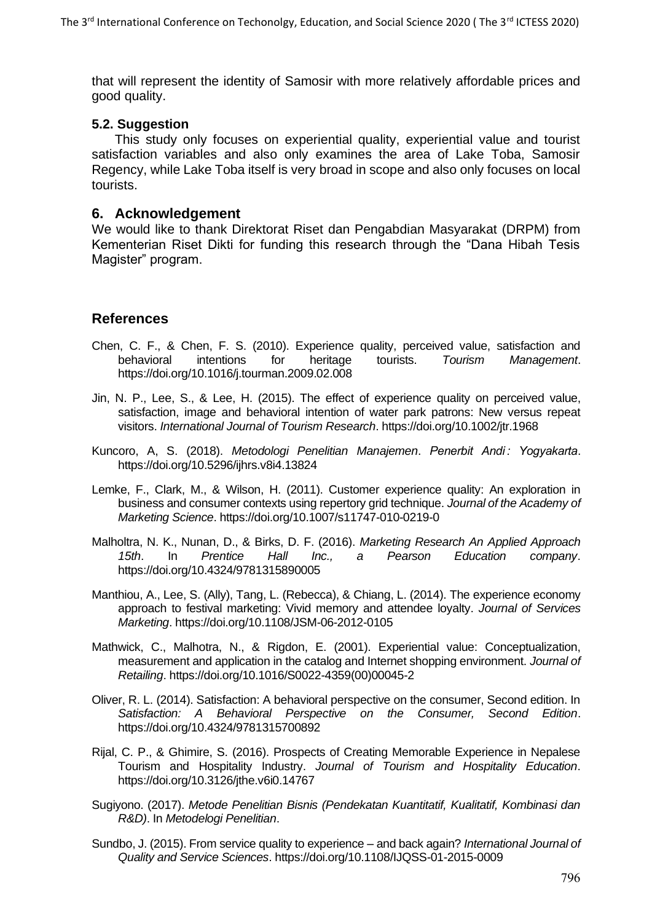that will represent the identity of Samosir with more relatively affordable prices and good quality.

### 5.2. Suggestion

This study only focuses on experiential quality, experiential value and tourist satisfaction variables and also only examines the area of Lake Toba, Samosir Regency, while Lake Toba itself is very broad in scope and also only focuses on local tourists.

## 6. Acknowledgement

We would like to thank Direktorat Riset dan Pengabdian Masyarakat (DRPM) from Kementerian Riset Dikti for funding this research through the "Dana Hibah Tesis Magister" program.

## References

Chen, C. F., & Chen, F. S. (2010). Experience quality, perceived value, satisfaction and behavioral intentions for heritage tourists. *Tourism Management*. https://doi.org/10.1016/j.tourman.2009.02.008

Jin, N. P., Lee, S., & Lee, H. (2015). The effect of experience quality on perceived value, satisfaction, image and behavioral intention of water park patrons: New versus repeat visitors. *International Journal of Tourism Research*. https://doi.org/10.1002/jtr.1968

Kuncoro, A, S. (2018). *Metodologi Penelitian Manajemen*. *Penerbit Andi : Yogyakarta*. https://doi.org/10.5296/ijhrs.v8i4.13824

Lemke, F., Clark, M., & Wilson, H. (2011). Customer experience quality: An exploration in business and consumer contexts using repertory grid technique. *Journal of the Academy of Marketing Science*. https://doi.org/10.1007/s11747-010-0219-0

Malholtra, N. K., Nunan, D., & Birks, D. F. (2016). *Marketing Research An Applied Approach 15th*. In *Prentice Hall Inc., a Pearson Education company*. https://doi.org/10.4324/9781315890005

Manthiou, A., Lee, S. (Ally), Tang, L. (Rebecca), & Chiang, L. (2014). The experience economy approach to festival marketing: Vivid memory and attendee loyalty. *Journal of Services Marketing*. https://doi.org/10.1108/JSM-06-2012-0105

Mathwick, C., Malhotra, N., & Rigdon, E. (2001). Experiential value: Conceptualization, measurement and application in the catalog and Internet shopping environment. *Journal of Retailing*. https://doi.org/10.1016/S0022-4359(00)00045-2

Oliver, R. L. (2014). Satisfaction: A behavioral perspective on the consumer, Second edition. In *Satisfaction: A Behavioral Perspective on the Consumer, Second Edition*. https://doi.org/10.4324/9781315700892

Rijal, C. P., & Ghimire, S. (2016). Prospects of Creating Memorable Experience in Nepalese Tourism and Hospitality Industry. *Journal of Tourism and Hospitality Education*. https://doi.org/10.3126/jthe.v6i0.14767

Sugiyono. (2017). *Metode Penelitian Bisnis (Pendekatan Kuantitatif, Kualitatif, Kombinasi dan R&D)*. In *Metodelogi Penelitian*.

Sundbo, J. (2015). From service quality to experience – and back again? *International Journal of Quality and Service Sciences*. https://doi.org/10.1108/IJQSS-01-2015-0009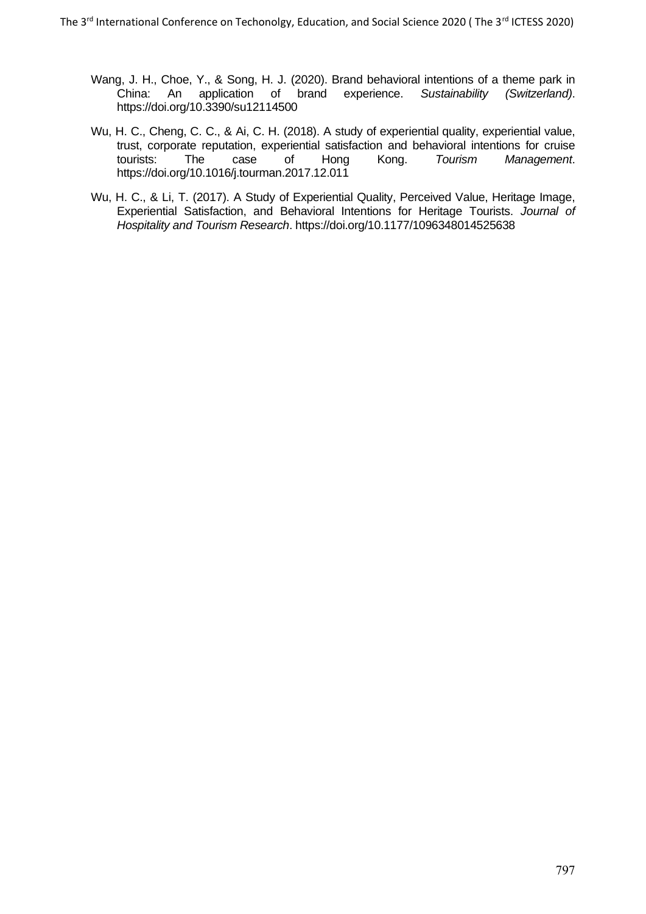Wang, J. H., Choe, Y., & Song, H. J. (2020). Brand behavioral intentions of a theme park in China: An application of brand experience. *Sustainability (Switzerland)*. https://doi.org/10.3390/su12114500

Wu, H. C., Cheng, C. C., & Ai, C. H. (2018). A study of experiential quality, experiential value, trust, corporate reputation, experiential satisfaction and behavioral intentions for cruise tourists: The case of Hong Kong. *Tourism Management*. https://doi.org/10.1016/j.tourman.2017.12.011

Wu, H. C., & Li, T. (2017). A Study of Experiential Quality, Perceived Value, Heritage Image, Experiential Satisfaction, and Behavioral Intentions for Heritage Tourists. *Journal of Hospitality and Tourism Research*. https://doi.org/10.1177/1096348014525638